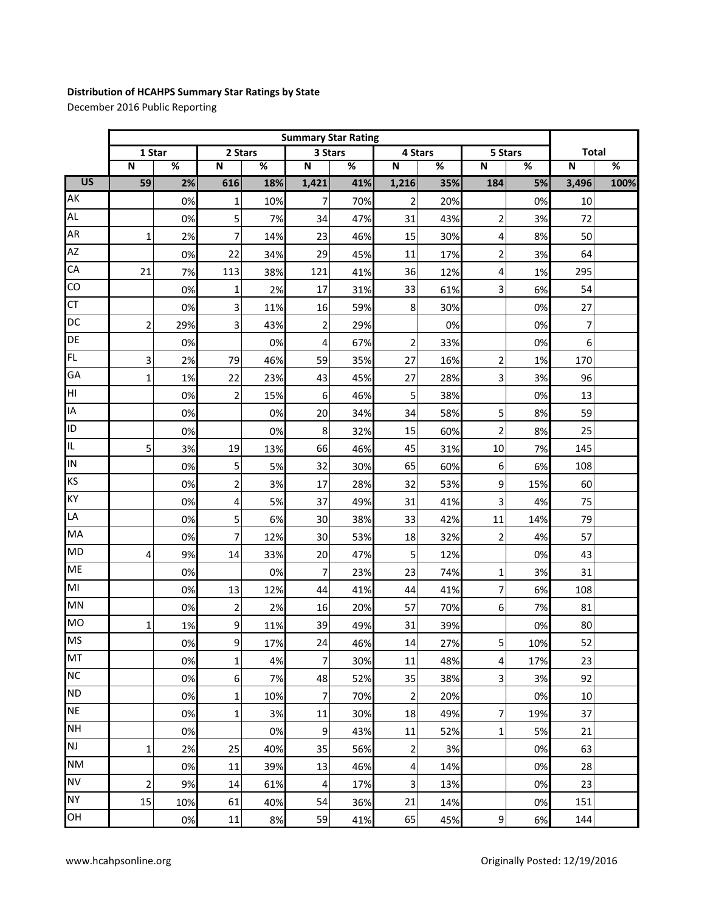**Distribution of HCAHPS Summary Star Ratings by State**

December 2016 Public Reporting

| | Summary Star Rating | | | | | | | | | | | |
|---|---|---|---|---|---|---|---|---|---|---|---|---|
| | 1 Star | | 2 Stars | | 3 Stars | | 4 Stars | | 5 Stars | | Total | |
| | N | % | N | % | N | % | N | % | N | % | N | % |
| **US** | **59** | **2%** | **616** | **18%** | **1,421** | **41%** | **1,216** | **35%** | **184** | **5%** | **3,496** | **100%** |
| AK | | 0% | 1 | 10% | 7 | 70% | 2 | 20% | | 0% | 10 | |
| AL | | 0% | 5 | 7% | 34 | 47% | 31 | 43% | 2 | 3% | 72 | |
| AR | 1 | 2% | 7 | 14% | 23 | 46% | 15 | 30% | 4 | 8% | 50 | |
| AZ | | 0% | 22 | 34% | 29 | 45% | 11 | 17% | 2 | 3% | 64 | |
| CA | 21 | 7% | 113 | 38% | 121 | 41% | 36 | 12% | 4 | 1% | 295 | |
| CO | | 0% | 1 | 2% | 17 | 31% | 33 | 61% | 3 | 6% | 54 | |
| CT | | 0% | 3 | 11% | 16 | 59% | 8 | 30% | | 0% | 27 | |
| DC | 2 | 29% | 3 | 43% | 2 | 29% | | 0% | | 0% | 7 | |
| DE | | 0% | | 0% | 4 | 67% | 2 | 33% | | 0% | 6 | |
| FL | 3 | 2% | 79 | 46% | 59 | 35% | 27 | 16% | 2 | 1% | 170 | |
| GA | 1 | 1% | 22 | 23% | 43 | 45% | 27 | 28% | 3 | 3% | 96 | |
| HI | | 0% | 2 | 15% | 6 | 46% | 5 | 38% | | 0% | 13 | |
| IA | | 0% | | 0% | 20 | 34% | 34 | 58% | 5 | 8% | 59 | |
| ID | | 0% | | 0% | 8 | 32% | 15 | 60% | 2 | 8% | 25 | |
| IL | 5 | 3% | 19 | 13% | 66 | 46% | 45 | 31% | 10 | 7% | 145 | |
| IN | | 0% | 5 | 5% | 32 | 30% | 65 | 60% | 6 | 6% | 108 | |
| KS | | 0% | 2 | 3% | 17 | 28% | 32 | 53% | 9 | 15% | 60 | |
| KY | | 0% | 4 | 5% | 37 | 49% | 31 | 41% | 3 | 4% | 75 | |
| LA | | 0% | 5 | 6% | 30 | 38% | 33 | 42% | 11 | 14% | 79 | |
| MA | | 0% | 7 | 12% | 30 | 53% | 18 | 32% | 2 | 4% | 57 | |
| MD | 4 | 9% | 14 | 33% | 20 | 47% | 5 | 12% | | 0% | 43 | |
| ME | | 0% | | 0% | 7 | 23% | 23 | 74% | 1 | 3% | 31 | |
| MI | | 0% | 13 | 12% | 44 | 41% | 44 | 41% | 7 | 6% | 108 | |
| MN | | 0% | 2 | 2% | 16 | 20% | 57 | 70% | 6 | 7% | 81 | |
| MO | 1 | 1% | 9 | 11% | 39 | 49% | 31 | 39% | | 0% | 80 | |
| MS | | 0% | 9 | 17% | 24 | 46% | 14 | 27% | 5 | 10% | 52 | |
| MT | | 0% | 1 | 4% | 7 | 30% | 11 | 48% | 4 | 17% | 23 | |
| NC | | 0% | 6 | 7% | 48 | 52% | 35 | 38% | 3 | 3% | 92 | |
| ND | | 0% | 1 | 10% | 7 | 70% | 2 | 20% | | 0% | 10 | |
| NE | | 0% | 1 | 3% | 11 | 30% | 18 | 49% | 7 | 19% | 37 | |
| NH | | 0% | | 0% | 9 | 43% | 11 | 52% | 1 | 5% | 21 | |
| NJ | 1 | 2% | 25 | 40% | 35 | 56% | 2 | 3% | | 0% | 63 | |
| NM | | 0% | 11 | 39% | 13 | 46% | 4 | 14% | | 0% | 28 | |
| NV | 2 | 9% | 14 | 61% | 4 | 17% | 3 | 13% | | 0% | 23 | |
| NY | 15 | 10% | 61 | 40% | 54 | 36% | 21 | 14% | | 0% | 151 | |
| OH | | 0% | 11 | 8% | 59 | 41% | 65 | 45% | 9 | 6% | 144 | |

www.hcahpsonline.org

Originally Posted: 12/19/2016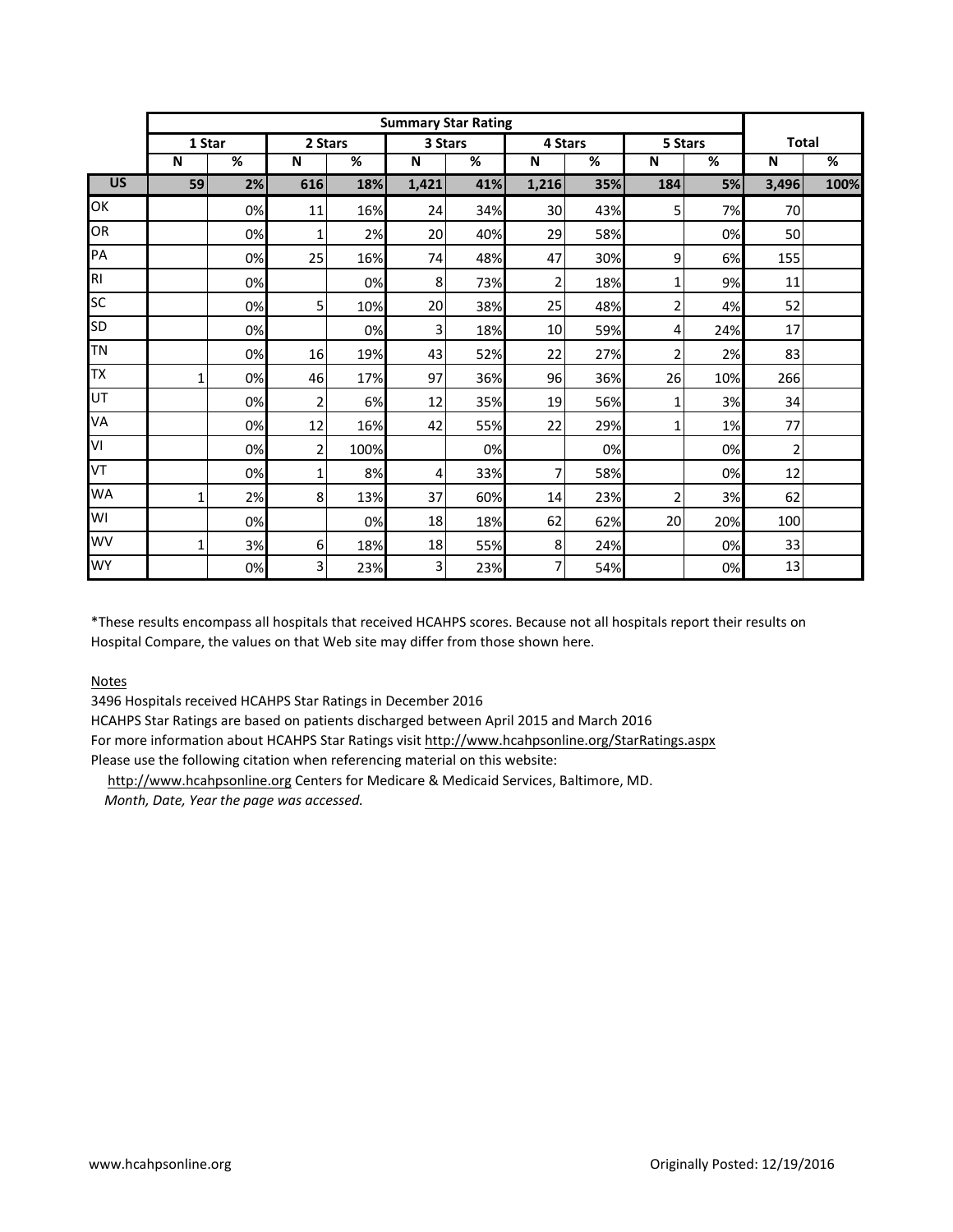| | Summary Star Rating | | | | | | | | | | | |
|---|---|---|---|---|---|---|---|---|---|---|---|---|
| | 1 Star | | 2 Stars | | 3 Stars | | 4 Stars | | 5 Stars | | Total | |
| | N | % | N | % | N | % | N | % | N | % | N | % |
| **US** | **59** | **2%** | **616** | **18%** | **1,421** | **41%** | **1,216** | **35%** | **184** | **5%** | **3,496** | **100%** |
| OK | | 0% | 11 | 16% | 24 | 34% | 30 | 43% | 5 | 7% | 70 | |
| OR | | 0% | 1 | 2% | 20 | 40% | 29 | 58% | | 0% | 50 | |
| PA | | 0% | 25 | 16% | 74 | 48% | 47 | 30% | 9 | 6% | 155 | |
| RI | | 0% | | 0% | 8 | 73% | 2 | 18% | 1 | 9% | 11 | |
| SC | | 0% | 5 | 10% | 20 | 38% | 25 | 48% | 2 | 4% | 52 | |
| SD | | 0% | | 0% | 3 | 18% | 10 | 59% | 4 | 24% | 17 | |
| TN | | 0% | 16 | 19% | 43 | 52% | 22 | 27% | 2 | 2% | 83 | |
| TX | 1 | 0% | 46 | 17% | 97 | 36% | 96 | 36% | 26 | 10% | 266 | |
| UT | | 0% | 2 | 6% | 12 | 35% | 19 | 56% | 1 | 3% | 34 | |
| VA | | 0% | 12 | 16% | 42 | 55% | 22 | 29% | 1 | 1% | 77 | |
| VI | | 0% | 2 | 100% | | 0% | | 0% | | 0% | 2 | |
| VT | | 0% | 1 | 8% | 4 | 33% | 7 | 58% | | 0% | 12 | |
| WA | 1 | 2% | 8 | 13% | 37 | 60% | 14 | 23% | 2 | 3% | 62 | |
| WI | | 0% | | 0% | 18 | 18% | 62 | 62% | 20 | 20% | 100 | |
| WV | 1 | 3% | 6 | 18% | 18 | 55% | 8 | 24% | | 0% | 33 | |
| WY | | 0% | 3 | 23% | 3 | 23% | 7 | 54% | | 0% | 13 | |

*These results encompass all hospitals that received HCAHPS scores. Because not all hospitals report their results on Hospital Compare, the values on that Web site may differ from those shown here.

Notes

3496 Hospitals received HCAHPS Star Ratings in December 2016

HCAHPS Star Ratings are based on patients discharged between April 2015 and March 2016

For more information about HCAHPS Star Ratings visit http://www.hcahpsonline.org/StarRatings.aspx

Please use the following citation when referencing material on this website:

http://www.hcahpsonline.org Centers for Medicare & Medicaid Services, Baltimore, MD.

*Month, Date, Year the page was accessed.*

www.hcahpsonline.org

Originally Posted: 12/19/2016